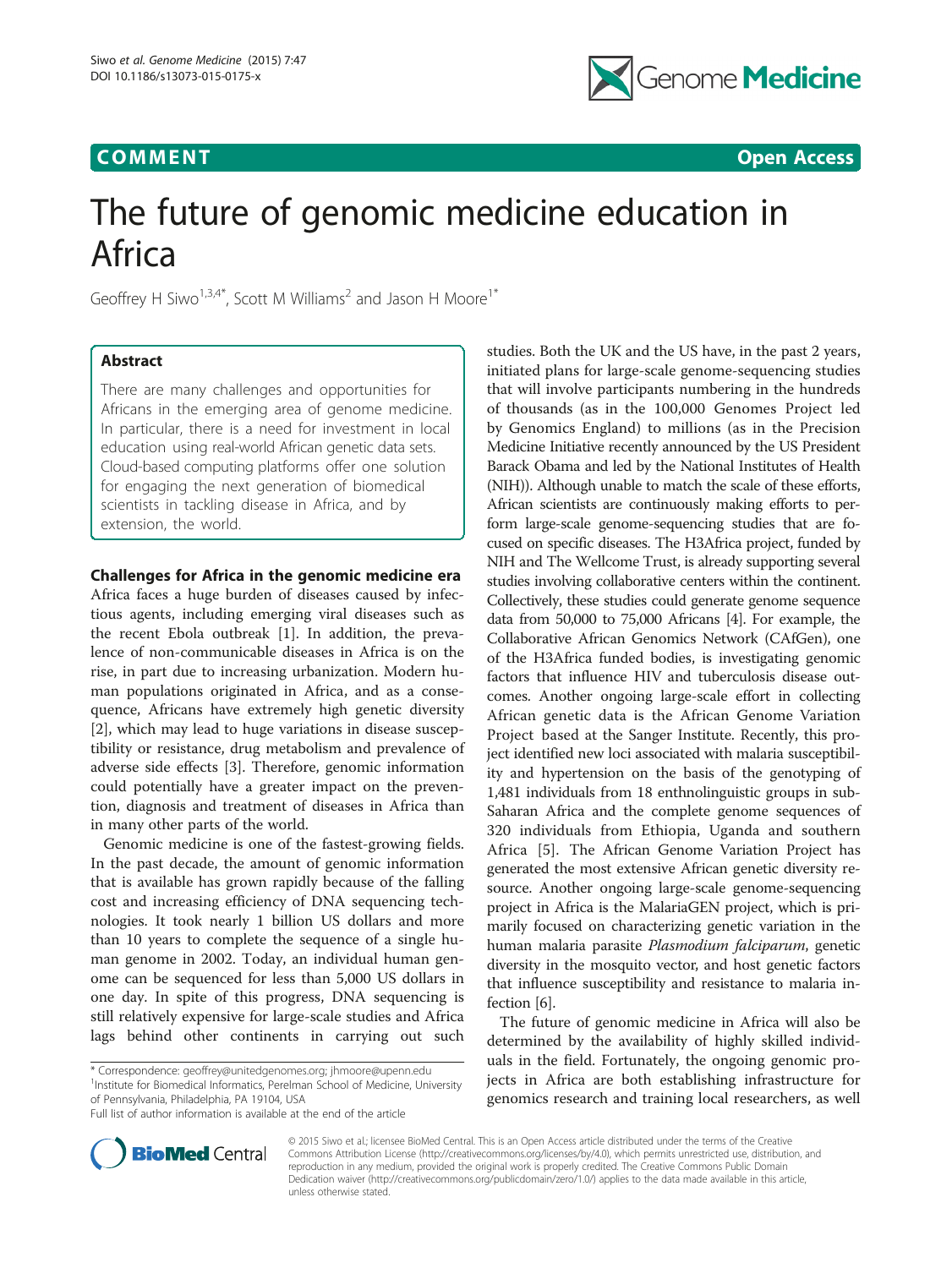**COMMENT** **Open Access**

# The future of genomic medicine education in Africa

Geoffrey H Siwo[1,3,4*], Scott M Williams[2] and Jason H Moore[1*]

## Abstract

There are many challenges and opportunities for Africans in the emerging area of genome medicine. In particular, there is a need for investment in local education using real-world African genetic data sets. Cloud-based computing platforms offer one solution for engaging the next generation of biomedical scientists in tackling disease in Africa, and by extension, the world.

## Challenges for Africa in the genomic medicine era

Africa faces a huge burden of diseases caused by infectious agents, including emerging viral diseases such as the recent Ebola outbreak [1]. In addition, the prevalence of non-communicable diseases in Africa is on the rise, in part due to increasing urbanization. Modern human populations originated in Africa, and as a consequence, Africans have extremely high genetic diversity [2], which may lead to huge variations in disease susceptibility or resistance, drug metabolism and prevalence of adverse side effects [3]. Therefore, genomic information could potentially have a greater impact on the prevention, diagnosis and treatment of diseases in Africa than in many other parts of the world.

Genomic medicine is one of the fastest-growing fields. In the past decade, the amount of genomic information that is available has grown rapidly because of the falling cost and increasing efficiency of DNA sequencing technologies. It took nearly 1 billion US dollars and more than 10 years to complete the sequence of a single human genome in 2002. Today, an individual human genome can be sequenced for less than 5,000 US dollars in one day. In spite of this progress, DNA sequencing is still relatively expensive for large-scale studies and Africa lags behind other continents in carrying out such studies. Both the UK and the US have, in the past 2 years, initiated plans for large-scale genome-sequencing studies that will involve participants numbering in the hundreds of thousands (as in the 100,000 Genomes Project led by Genomics England) to millions (as in the Precision Medicine Initiative recently announced by the US President Barack Obama and led by the National Institutes of Health (NIH)). Although unable to match the scale of these efforts, African scientists are continuously making efforts to perform large-scale genome-sequencing studies that are focused on specific diseases. The H3Africa project, funded by NIH and The Wellcome Trust, is already supporting several studies involving collaborative centers within the continent. Collectively, these studies could generate genome sequence data from 50,000 to 75,000 Africans [4]. For example, the Collaborative African Genomics Network (CAfGen), one of the H3Africa funded bodies, is investigating genomic factors that influence HIV and tuberculosis disease outcomes. Another ongoing large-scale effort in collecting African genetic data is the African Genome Variation Project based at the Sanger Institute. Recently, this project identified new loci associated with malaria susceptibility and hypertension on the basis of the genotyping of 1,481 individuals from 18 enthnolinguistic groups in sub-Saharan Africa and the complete genome sequences of 320 individuals from Ethiopia, Uganda and southern Africa [5]. The African Genome Variation Project has generated the most extensive African genetic diversity resource. Another ongoing large-scale genome-sequencing project in Africa is the MalariaGEN project, which is primarily focused on characterizing genetic variation in the human malaria parasite *Plasmodium falciparum*, genetic diversity in the mosquito vector, and host genetic factors that influence susceptibility and resistance to malaria infection [6].

The future of genomic medicine in Africa will also be determined by the availability of highly skilled individuals in the field. Fortunately, the ongoing genomic projects in Africa are both establishing infrastructure for genomics research and training local researchers, as well

\* Correspondence: geoffrey@unitedgenomes.org; jhmoore@upenn.edu
[1]Institute for Biomedical Informatics, Perelman School of Medicine, University of Pennsylvania, Philadelphia, PA 19104, USA
Full list of author information is available at the end of the article

© 2015 Siwo et al.; licensee BioMed Central. This is an Open Access article distributed under the terms of the Creative Commons Attribution License (http://creativecommons.org/licenses/by/4.0), which permits unrestricted use, distribution, and reproduction in any medium, provided the original work is properly credited. The Creative Commons Public Domain Dedication waiver (http://creativecommons.org/publicdomain/zero/1.0/) applies to the data made available in this article, unless otherwise stated.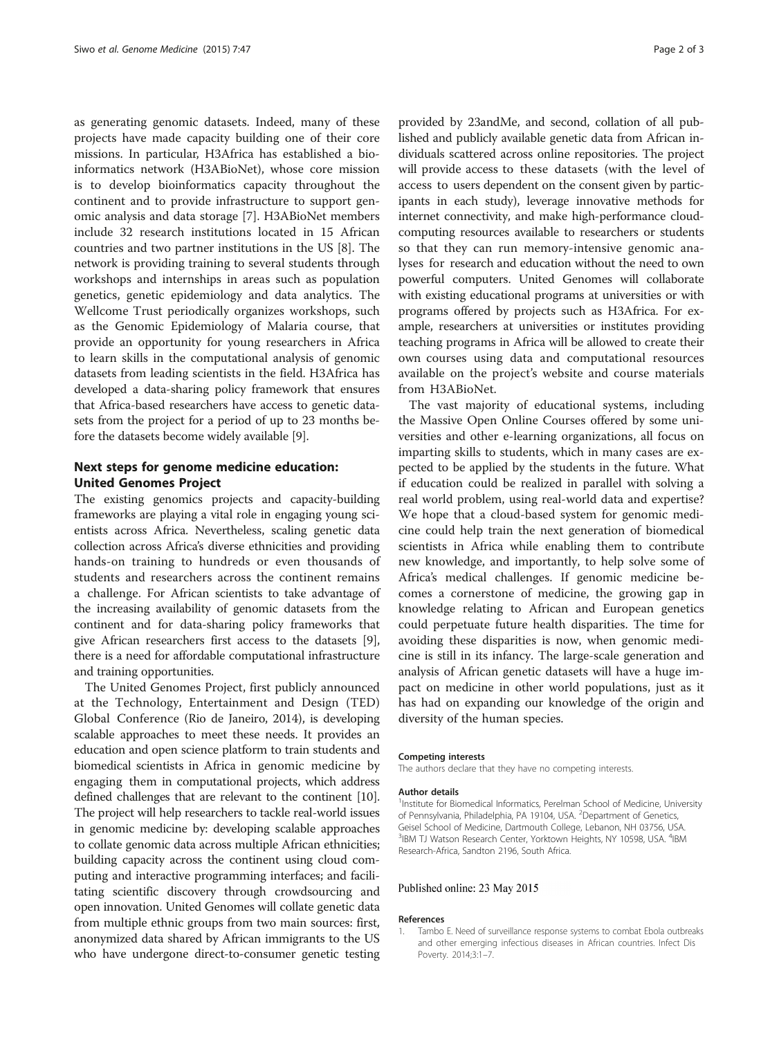as generating genomic datasets. Indeed, many of these projects have made capacity building one of their core missions. In particular, H3Africa has established a bioinformatics network (H3ABioNet), whose core mission is to develop bioinformatics capacity throughout the continent and to provide infrastructure to support genomic analysis and data storage [7]. H3ABioNet members include 32 research institutions located in 15 African countries and two partner institutions in the US [8]. The network is providing training to several students through workshops and internships in areas such as population genetics, genetic epidemiology and data analytics. The Wellcome Trust periodically organizes workshops, such as the Genomic Epidemiology of Malaria course, that provide an opportunity for young researchers in Africa to learn skills in the computational analysis of genomic datasets from leading scientists in the field. H3Africa has developed a data-sharing policy framework that ensures that Africa-based researchers have access to genetic datasets from the project for a period of up to 23 months before the datasets become widely available [9].

## Next steps for genome medicine education: United Genomes Project

The existing genomics projects and capacity-building frameworks are playing a vital role in engaging young scientists across Africa. Nevertheless, scaling genetic data collection across Africa's diverse ethnicities and providing hands-on training to hundreds or even thousands of students and researchers across the continent remains a challenge. For African scientists to take advantage of the increasing availability of genomic datasets from the continent and for data-sharing policy frameworks that give African researchers first access to the datasets [9], there is a need for affordable computational infrastructure and training opportunities.

The United Genomes Project, first publicly announced at the Technology, Entertainment and Design (TED) Global Conference (Rio de Janeiro, 2014), is developing scalable approaches to meet these needs. It provides an education and open science platform to train students and biomedical scientists in Africa in genomic medicine by engaging them in computational projects, which address defined challenges that are relevant to the continent [10]. The project will help researchers to tackle real-world issues in genomic medicine by: developing scalable approaches to collate genomic data across multiple African ethnicities; building capacity across the continent using cloud computing and interactive programming interfaces; and facilitating scientific discovery through crowdsourcing and open innovation. United Genomes will collate genetic data from multiple ethnic groups from two main sources: first, anonymized data shared by African immigrants to the US who have undergone direct-to-consumer genetic testing provided by 23andMe, and second, collation of all published and publicly available genetic data from African individuals scattered across online repositories. The project will provide access to these datasets (with the level of access to users dependent on the consent given by participants in each study), leverage innovative methods for internet connectivity, and make high-performance cloud-computing resources available to researchers or students so that they can run memory-intensive genomic analyses for research and education without the need to own powerful computers. United Genomes will collaborate with existing educational programs at universities or with programs offered by projects such as H3Africa. For example, researchers at universities or institutes providing teaching programs in Africa will be allowed to create their own courses using data and computational resources available on the project's website and course materials from H3ABioNet.

The vast majority of educational systems, including the Massive Open Online Courses offered by some universities and other e-learning organizations, all focus on imparting skills to students, which in many cases are expected to be applied by the students in the future. What if education could be realized in parallel with solving a real world problem, using real-world data and expertise? We hope that a cloud-based system for genomic medicine could help train the next generation of biomedical scientists in Africa while enabling them to contribute new knowledge, and importantly, to help solve some of Africa's medical challenges. If genomic medicine becomes a cornerstone of medicine, the growing gap in knowledge relating to African and European genetics could perpetuate future health disparities. The time for avoiding these disparities is now, when genomic medicine is still in its infancy. The large-scale generation and analysis of African genetic datasets will have a huge impact on medicine in other world populations, just as it has had on expanding our knowledge of the origin and diversity of the human species.

#### Competing interests

The authors declare that they have no competing interests.

#### Author details

[1]Institute for Biomedical Informatics, Perelman School of Medicine, University of Pennsylvania, Philadelphia, PA 19104, USA. [2]Department of Genetics, Geisel School of Medicine, Dartmouth College, Lebanon, NH 03756, USA. [3]IBM TJ Watson Research Center, Yorktown Heights, NY 10598, USA. [4]IBM Research-Africa, Sandton 2196, South Africa.

Published online: 23 May 2015

#### References

1. Tambo E. Need of surveillance response systems to combat Ebola outbreaks and other emerging infectious diseases in African countries. Infect Dis Poverty. 2014;3:1–7.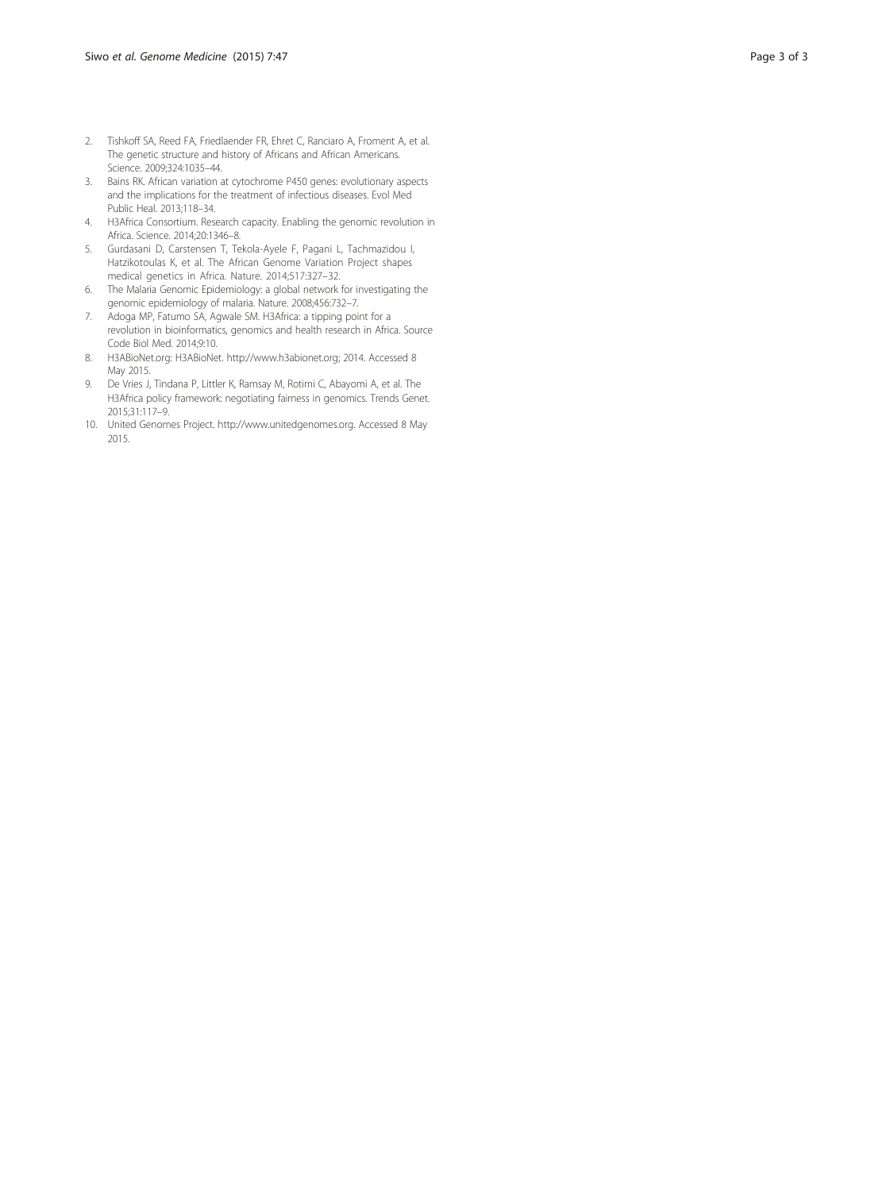2. Tishkoff SA, Reed FA, Friedlaender FR, Ehret C, Ranciaro A, Froment A, et al. The genetic structure and history of Africans and African Americans. Science. 2009;324:1035–44.
3. Bains RK. African variation at cytochrome P450 genes: evolutionary aspects and the implications for the treatment of infectious diseases. Evol Med Public Heal. 2013;118–34.
4. H3Africa Consortium. Research capacity. Enabling the genomic revolution in Africa. Science. 2014;20:1346–8.
5. Gurdasani D, Carstensen T, Tekola-Ayele F, Pagani L, Tachmazidou I, Hatzikotoulas K, et al. The African Genome Variation Project shapes medical genetics in Africa. Nature. 2014;517:327–32.
6. The Malaria Genomic Epidemiology: a global network for investigating the genomic epidemiology of malaria. Nature. 2008;456:732–7.
7. Adoga MP, Fatumo SA, Agwale SM. H3Africa: a tipping point for a revolution in bioinformatics, genomics and health research in Africa. Source Code Biol Med. 2014;9:10.
8. H3ABioNet.org: H3ABioNet. http://www.h3abionet.org; 2014. Accessed 8 May 2015.
9. De Vries J, Tindana P, Littler K, Ramsay M, Rotimi C, Abayomi A, et al. The H3Africa policy framework: negotiating fairness in genomics. Trends Genet. 2015;31:117–9.
10. United Genomes Project. http://www.unitedgenomes.org. Accessed 8 May 2015.